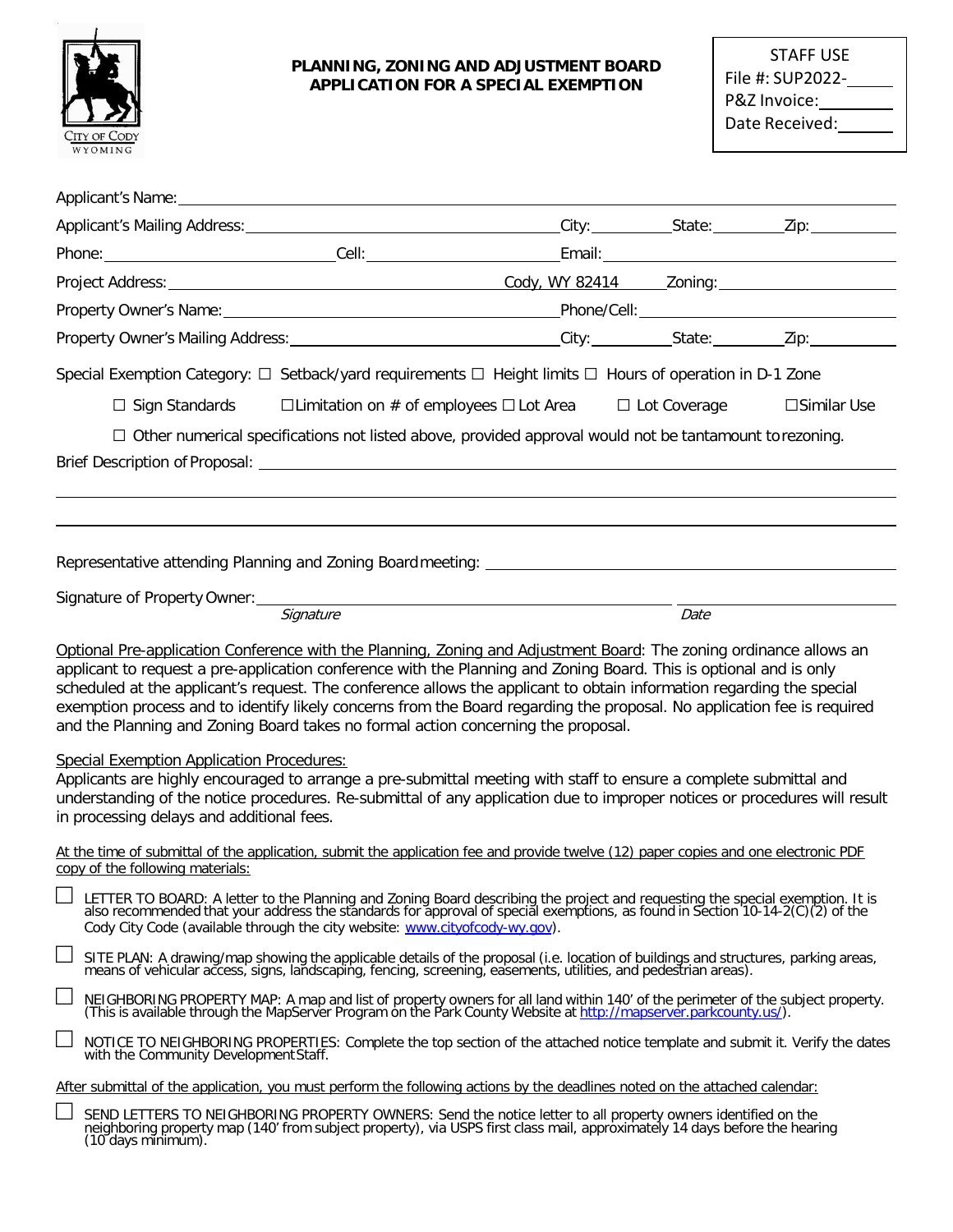CITY OF CODY
WYOMING

# PLANNING, ZONING AND ADJUSTMENT BOARD APPLICATION FOR A SPECIAL EXEMPTION

STAFF USE
File #: SUP2022-\_\_\_\_\_\_
P&Z Invoice: \_\_\_\_\_\_\_\_
Date Received: \_\_\_\_\_\_\_

Applicant's Name: \_\_\_\_\_\_\_\_\_\_\_\_\_\_\_\_\_\_\_\_\_\_\_\_\_\_\_\_\_\_\_\_\_\_\_\_\_\_\_\_\_\_\_\_\_\_\_\_

Applicant's Mailing Address: \_\_\_\_\_\_\_\_\_\_\_\_\_\_\_\_\_\_\_\_ City: \_\_\_\_\_\_\_\_ State: \_\_\_\_\_\_\_\_ Zip: \_\_\_\_\_\_\_\_

Phone: \_\_\_\_\_\_\_\_\_\_\_\_\_\_\_\_ Cell: \_\_\_\_\_\_\_\_\_\_\_\_\_\_\_\_ Email: \_\_\_\_\_\_\_\_\_\_\_\_\_\_\_\_\_\_\_\_\_\_\_\_

Project Address: \_\_\_\_\_\_\_\_\_\_\_\_\_\_\_\_\_\_\_\_\_\_\_\_\_\_\_\_ Cody, WY 82414 Zoning: \_\_\_\_\_\_\_\_\_\_\_\_\_\_\_\_

Property Owner's Name: \_\_\_\_\_\_\_\_\_\_\_\_\_\_\_\_\_\_\_\_\_\_\_\_\_\_\_\_ Phone/Cell: \_\_\_\_\_\_\_\_\_\_\_\_\_\_\_\_\_\_\_\_\_\_\_\_

Property Owner's Mailing Address: \_\_\_\_\_\_\_\_\_\_\_\_\_\_\_\_\_\_\_\_ City: \_\_\_\_\_\_\_\_ State: \_\_\_\_\_\_\_\_ Zip: \_\_\_\_\_\_\_\_

Special Exemption Category: ☐ Setback/yard requirements ☐ Height limits ☐ Hours of operation in D-1 Zone

☐ Sign Standards ☐ Limitation on # of employees ☐ Lot Area ☐ Lot Coverage ☐ Similar Use

☐ Other numerical specifications not listed above, provided approval would not be tantamount to rezoning.

Brief Description of Proposal: \_\_\_\_\_\_\_\_\_\_\_\_\_\_\_\_\_\_\_\_\_\_\_\_\_\_\_\_\_\_\_\_\_\_\_\_\_\_\_\_\_\_\_\_\_\_\_\_

\_\_\_\_\_\_\_\_\_\_\_\_\_\_\_\_\_\_\_\_\_\_\_\_\_\_\_\_\_\_\_\_\_\_\_\_\_\_\_\_\_\_\_\_\_\_\_\_\_\_\_\_\_\_\_\_\_\_\_\_\_\_\_\_\_\_\_\_\_\_\_\_\_\_\_\_

\_\_\_\_\_\_\_\_\_\_\_\_\_\_\_\_\_\_\_\_\_\_\_\_\_\_\_\_\_\_\_\_\_\_\_\_\_\_\_\_\_\_\_\_\_\_\_\_\_\_\_\_\_\_\_\_\_\_\_\_\_\_\_\_\_\_\_\_\_\_\_\_\_\_\_\_

Representative attending Planning and Zoning Board meeting: \_\_\_\_\_\_\_\_\_\_\_\_\_\_\_\_\_\_\_\_\_\_\_\_

Signature of Property Owner: \_\_\_\_\_\_\_\_\_\_\_\_\_\_\_\_\_\_\_\_\_\_\_\_\_\_\_\_ \_\_\_\_\_\_\_\_\_\_\_\_\_\_\_\_
*Signature* *Date*

Optional Pre-application Conference with the Planning, Zoning and Adjustment Board: The zoning ordinance allows an applicant to request a pre-application conference with the Planning and Zoning Board. This is optional and is only scheduled at the applicant's request. The conference allows the applicant to obtain information regarding the special exemption process and to identify likely concerns from the Board regarding the proposal. No application fee is required and the Planning and Zoning Board takes no formal action concerning the proposal.

Special Exemption Application Procedures:
Applicants are highly encouraged to arrange a pre-submittal meeting with staff to ensure a complete submittal and understanding of the notice procedures. Re-submittal of any application due to improper notices or procedures will result in processing delays and additional fees.

At the time of submittal of the application, submit the application fee and provide twelve (12) paper copies and one electronic PDF copy of the following materials:

☐ LETTER TO BOARD: A letter to the Planning and Zoning Board describing the project and requesting the special exemption. It is also recommended that your address the standards for approval of special exemptions, as found in Section 10-14-2(C)(2) of the Cody City Code (available through the city website: www.cityofcody-wy.gov).

☐ SITE PLAN: A drawing/map showing the applicable details of the proposal (i.e. location of buildings and structures, parking areas, means of vehicular access, signs, landscaping, fencing, screening, easements, utilities, and pedestrian areas).

☐ NEIGHBORING PROPERTY MAP: A map and list of property owners for all land within 140' of the perimeter of the subject property. (This is available through the MapServer Program on the Park County Website at http://mapserver.parkcounty.us/).

☐ NOTICE TO NEIGHBORING PROPERTIES: Complete the top section of the attached notice template and submit it. Verify the dates with the Community Development Staff.

After submittal of the application, you must perform the following actions by the deadlines noted on the attached calendar:

☐ SEND LETTERS TO NEIGHBORING PROPERTY OWNERS: Send the notice letter to all property owners identified on the neighboring property map (140' from subject property), via USPS first class mail, approximately 14 days before the hearing (10 days minimum).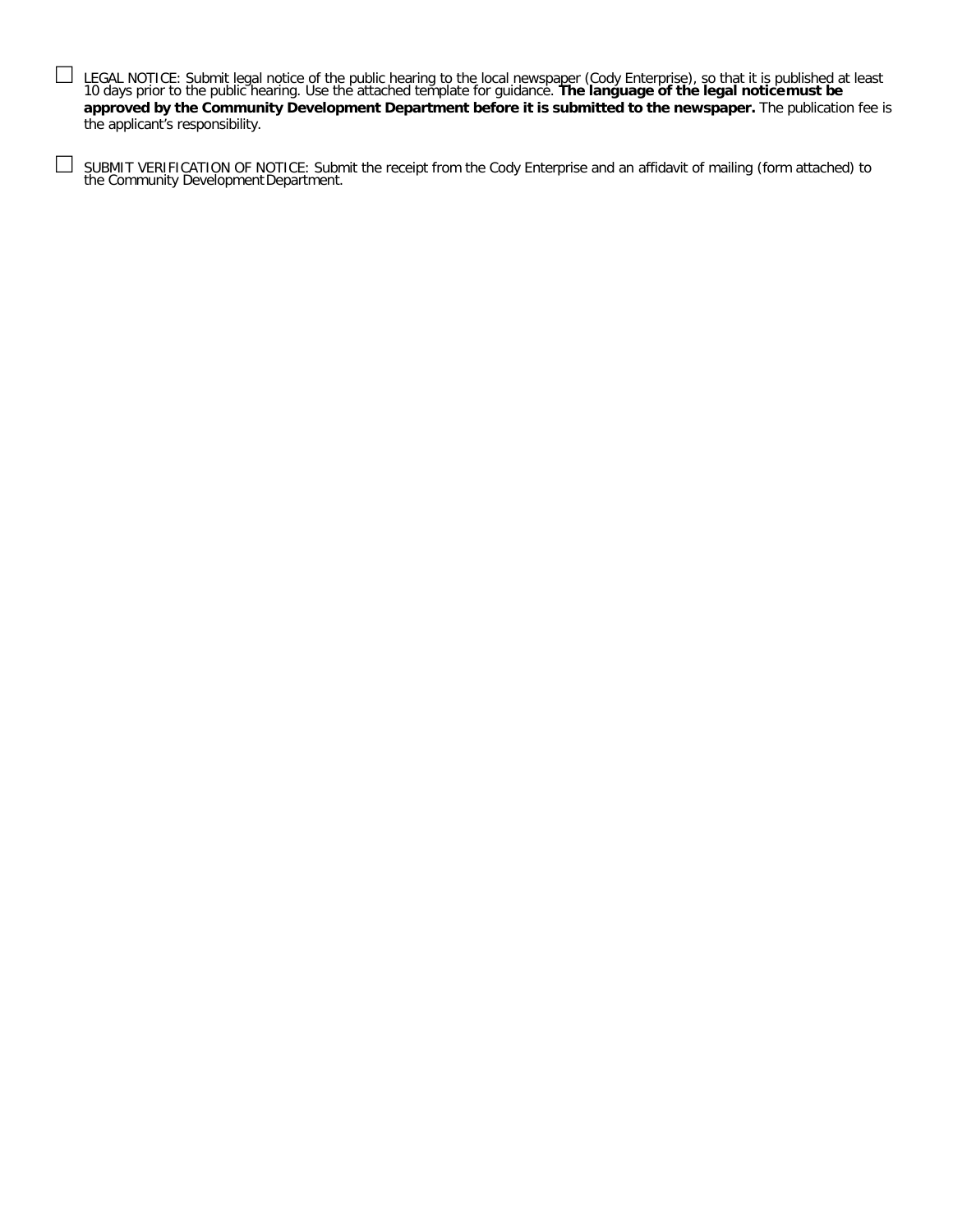- [ ] LEGAL NOTICE: Submit legal notice of the public hearing to the local newspaper (Cody Enterprise), so that it is published at least 10 days prior to the public hearing. Use the attached template for guidance. **The language of the legal notice must be approved by the Community Development Department before it is submitted to the newspaper.** The publication fee is the applicant's responsibility.

- [ ] SUBMIT VERIFICATION OF NOTICE: Submit the receipt from the Cody Enterprise and an affidavit of mailing (form attached) to the Community Development Department.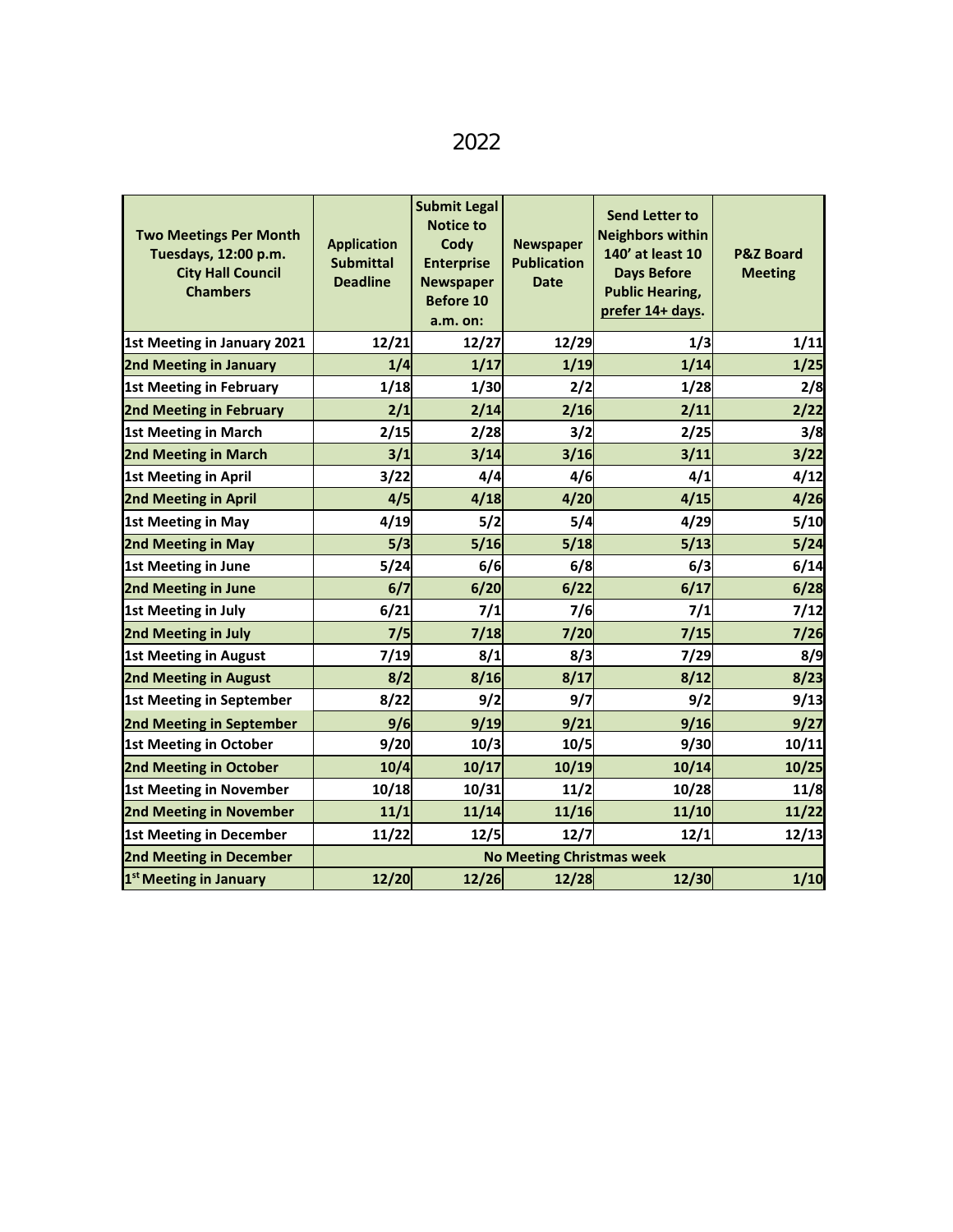# 2022

| Two Meetings Per Month Tuesdays, 12:00 p.m. City Hall Council Chambers | Application Submittal Deadline | Submit Legal Notice to Cody Enterprise Newspaper Before 10 a.m. on: | Newspaper Publication Date | Send Letter to Neighbors within 140' at least 10 Days Before Public Hearing, prefer 14+ days. | P&Z Board Meeting |
|---|---|---|---|---|---|
| 1st Meeting in January 2021 | 12/21 | 12/27 | 12/29 | 1/3 | 1/11 |
| 2nd Meeting in January | 1/4 | 1/17 | 1/19 | 1/14 | 1/25 |
| 1st Meeting in February | 1/18 | 1/30 | 2/2 | 1/28 | 2/8 |
| 2nd Meeting in February | 2/1 | 2/14 | 2/16 | 2/11 | 2/22 |
| 1st Meeting in March | 2/15 | 2/28 | 3/2 | 2/25 | 3/8 |
| 2nd Meeting in March | 3/1 | 3/14 | 3/16 | 3/11 | 3/22 |
| 1st Meeting in April | 3/22 | 4/4 | 4/6 | 4/1 | 4/12 |
| 2nd Meeting in April | 4/5 | 4/18 | 4/20 | 4/15 | 4/26 |
| 1st Meeting in May | 4/19 | 5/2 | 5/4 | 4/29 | 5/10 |
| 2nd Meeting in May | 5/3 | 5/16 | 5/18 | 5/13 | 5/24 |
| 1st Meeting in June | 5/24 | 6/6 | 6/8 | 6/3 | 6/14 |
| 2nd Meeting in June | 6/7 | 6/20 | 6/22 | 6/17 | 6/28 |
| 1st Meeting in July | 6/21 | 7/1 | 7/6 | 7/1 | 7/12 |
| 2nd Meeting in July | 7/5 | 7/18 | 7/20 | 7/15 | 7/26 |
| 1st Meeting in August | 7/19 | 8/1 | 8/3 | 7/29 | 8/9 |
| 2nd Meeting in August | 8/2 | 8/16 | 8/17 | 8/12 | 8/23 |
| 1st Meeting in September | 8/22 | 9/2 | 9/7 | 9/2 | 9/13 |
| 2nd Meeting in September | 9/6 | 9/19 | 9/21 | 9/16 | 9/27 |
| 1st Meeting in October | 9/20 | 10/3 | 10/5 | 9/30 | 10/11 |
| 2nd Meeting in October | 10/4 | 10/17 | 10/19 | 10/14 | 10/25 |
| 1st Meeting in November | 10/18 | 10/31 | 11/2 | 10/28 | 11/8 |
| 2nd Meeting in November | 11/1 | 11/14 | 11/16 | 11/10 | 11/22 |
| 1st Meeting in December | 11/22 | 12/5 | 12/7 | 12/1 | 12/13 |
| 2nd Meeting in December | No Meeting Christmas week | | | | |
| 1st Meeting in January | 12/20 | 12/26 | 12/28 | 12/30 | 1/10 |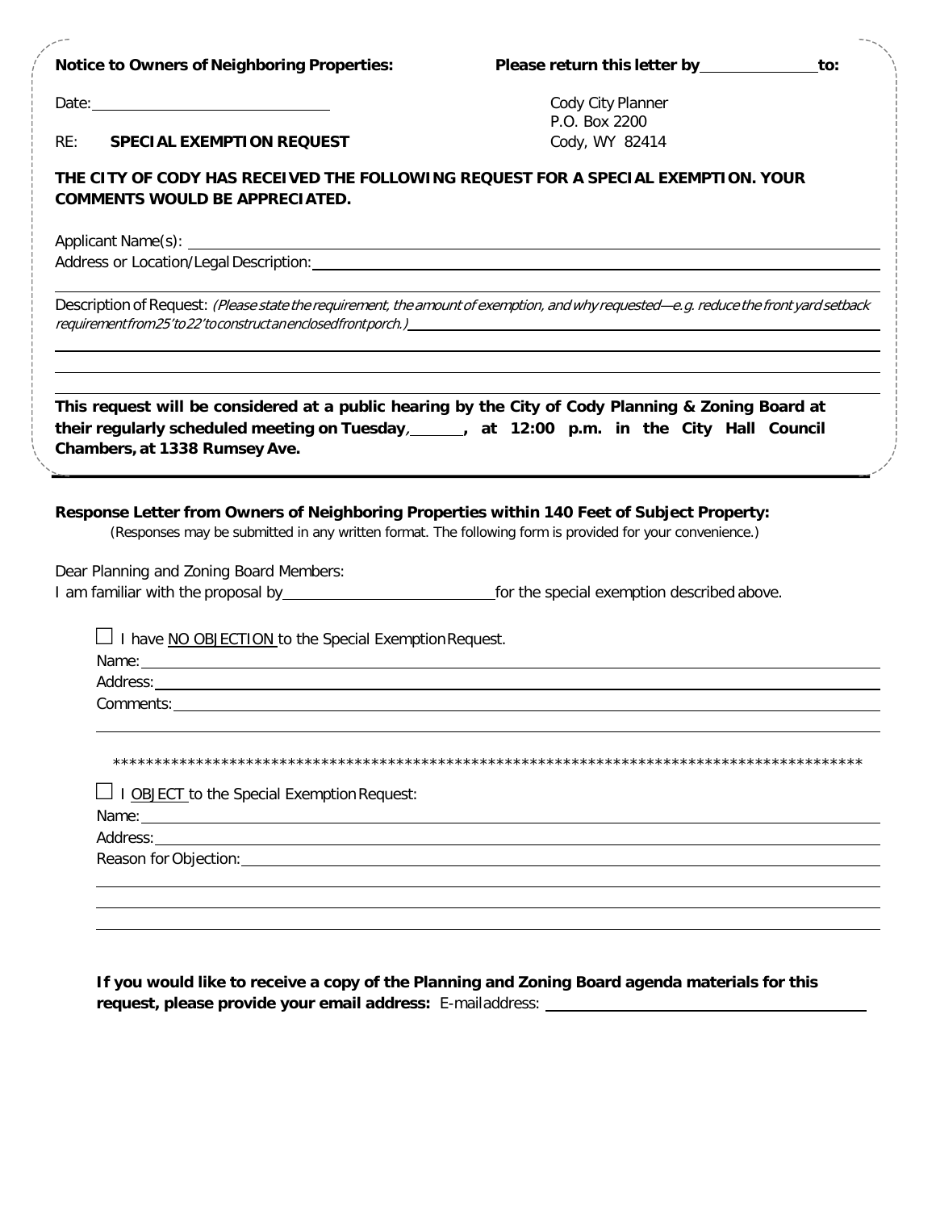**Notice to Owners of Neighboring Properties:**

**Please return this letter by _______________ to:**

Cody City Planner
P.O. Box 2200
Cody, WY 82414

Date: ______________________________

RE: **SPECIAL EXEMPTION REQUEST**

**THE CITY OF CODY HAS RECEIVED THE FOLLOWING REQUEST FOR A SPECIAL EXEMPTION. YOUR COMMENTS WOULD BE APPRECIATED.**

Applicant Name(s): ______________________________

Address or Location/Legal Description: ______________________________

______________________________

Description of Request: *(Please state the requirement, the amount of exemption, and why requested—e.g. reduce the front yard setback requirement from 25' to 22' to construct an enclosed front porch.)* ______________________________

______________________________

______________________________

______________________________

**This request will be considered at a public hearing by the City of Cody Planning & Zoning Board at their regularly scheduled meeting on Tuesday, _______, at 12:00 p.m. in the City Hall Council Chambers, at 1338 Rumsey Ave.**

---

**Response Letter from Owners of Neighboring Properties within 140 Feet of Subject Property:**

(Responses may be submitted in any written format. The following form is provided for your convenience.)

Dear Planning and Zoning Board Members:

I am familiar with the proposal by ____________________________ for the special exemption described above.

☐ I have NO OBJECTION to the Special Exemption Request.

Name: ______________________________

Address: ______________________________

Comments: ______________________________

______________________________

*****************************************************************************************

☐ I OBJECT to the Special Exemption Request:

Name: ______________________________

Address: ______________________________

Reason for Objection: ______________________________

______________________________

______________________________

______________________________

**If you would like to receive a copy of the Planning and Zoning Board agenda materials for this request, please provide your email address:** E-mail address: ______________________________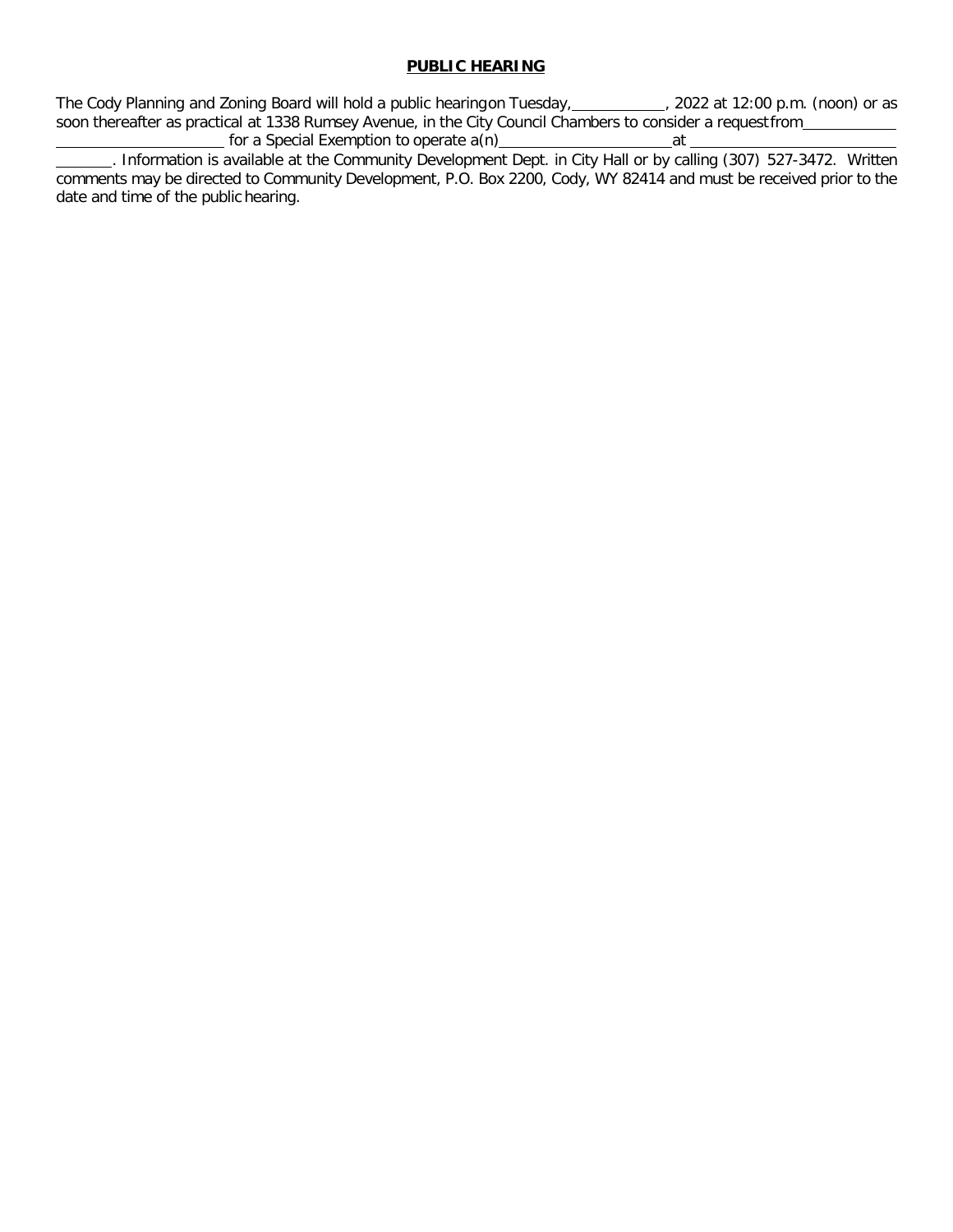**PUBLIC HEARING**

The Cody Planning and Zoning Board will hold a public hearing on Tuesday, ____________, 2022 at 12:00 p.m. (noon) or as soon thereafter as practical at 1338 Rumsey Avenue, in the City Council Chambers to consider a request from ______________________________ for a Special Exemption to operate a(n) ______________________ at ______________________________. Information is available at the Community Development Dept. in City Hall or by calling (307) 527-3472. Written comments may be directed to Community Development, P.O. Box 2200, Cody, WY 82414 and must be received prior to the date and time of the public hearing.